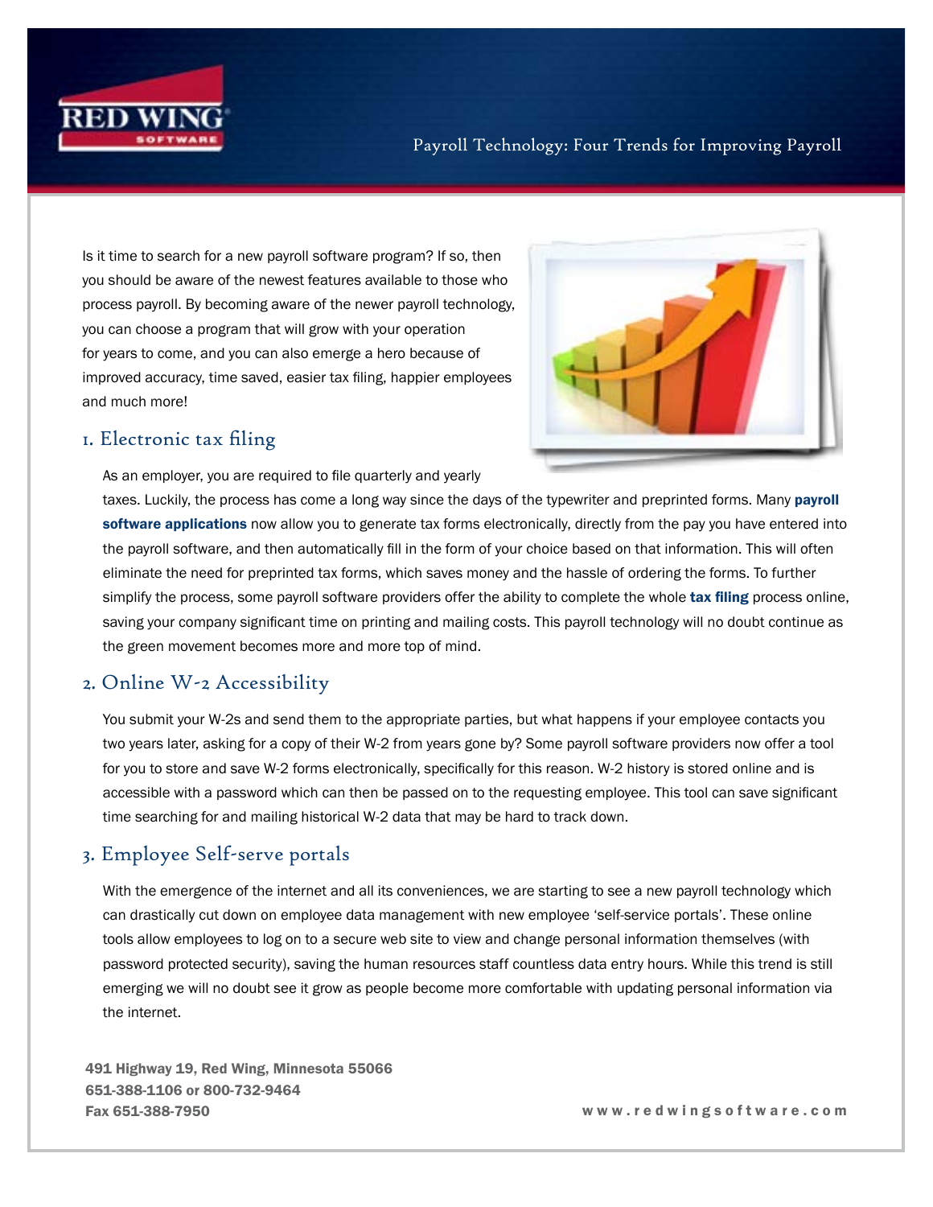# Payroll Technology: Four Trends for Improving Payroll

Is it time to search for a new payroll software program? If so, then you should be aware of the newest features available to those who process payroll. By becoming aware of the newer payroll technology, you can choose a program that will grow with your operation for years to come, and you can also emerge a hero because of improved accuracy, time saved, easier tax filing, happier employees and much more!

## 1. Electronic tax filing

As an employer, you are required to file quarterly and yearly taxes. Luckily, the process has come a long way since the days of the typewriter and preprinted forms. Many **payroll software applications** now allow you to generate tax forms electronically, directly from the pay you have entered into the payroll software, and then automatically fill in the form of your choice based on that information. This will often eliminate the need for preprinted tax forms, which saves money and the hassle of ordering the forms. To further simplify the process, some payroll software providers offer the ability to complete the whole **tax filing** process online, saving your company significant time on printing and mailing costs. This payroll technology will no doubt continue as the green movement becomes more and more top of mind.

## 2. Online W-2 Accessibility

You submit your W-2s and send them to the appropriate parties, but what happens if your employee contacts you two years later, asking for a copy of their W-2 from years gone by? Some payroll software providers now offer a tool for you to store and save W-2 forms electronically, specifically for this reason. W-2 history is stored online and is accessible with a password which can then be passed on to the requesting employee. This tool can save significant time searching for and mailing historical W-2 data that may be hard to track down.

## 3. Employee Self-serve portals

With the emergence of the internet and all its conveniences, we are starting to see a new payroll technology which can drastically cut down on employee data management with new employee 'self-service portals'. These online tools allow employees to log on to a secure web site to view and change personal information themselves (with password protected security), saving the human resources staff countless data entry hours. While this trend is still emerging we will no doubt see it grow as people become more comfortable with updating personal information via the internet.

491 Highway 19, Red Wing, Minnesota 55066
651-388-1106 or 800-732-9464
Fax 651-388-7950

www.redwingsoftware.com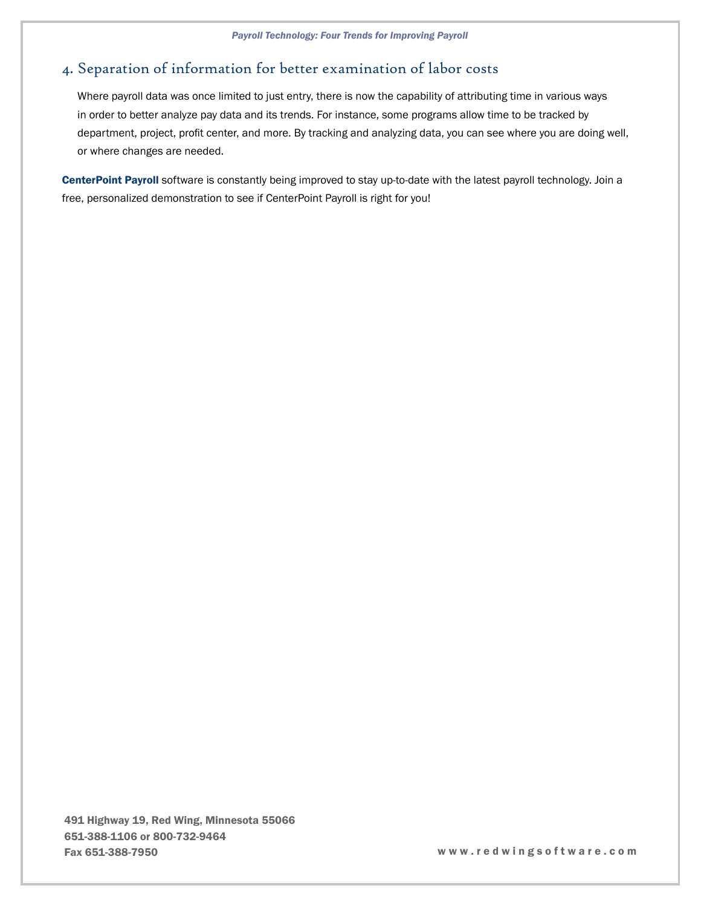## 4. Separation of information for better examination of labor costs

Where payroll data was once limited to just entry, there is now the capability of attributing time in various ways in order to better analyze pay data and its trends. For instance, some programs allow time to be tracked by department, project, profit center, and more. By tracking and analyzing data, you can see where you are doing well, or where changes are needed.

**CenterPoint Payroll** software is constantly being improved to stay up-to-date with the latest payroll technology. Join a free, personalized demonstration to see if CenterPoint Payroll is right for you!

**491 Highway 19, Red Wing, Minnesota 55066**
**651-388-1106 or 800-732-9464**
**Fax 651-388-7950**

**www.redwingsoftware.com**